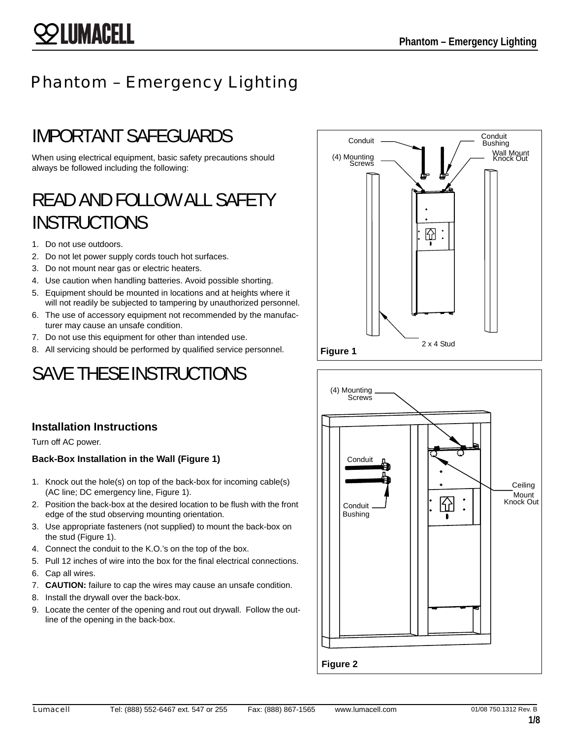# Phantom – Emergency Lighting

## IMPORTANT SAFEGUARDS

When using electrical equipment, basic safety precautions should always be followed including the following:

## READ AND FOLLOW ALL SAFETY INSTRUCTIONS

1. Do not use outdoors.
2. Do not let power supply cords touch hot surfaces.
3. Do not mount near gas or electric heaters.
4. Use caution when handling batteries. Avoid possible shorting.
5. Equipment should be mounted in locations and at heights where it will not readily be subjected to tampering by unauthorized personnel.
6. The use of accessory equipment not recommended by the manufacturer may cause an unsafe condition.
7. Do not use this equipment for other than intended use.
8. All servicing should be performed by qualified service personnel.

## SAVE THESE INSTRUCTIONS

### Installation Instructions

Turn off AC power.

#### Back-Box Installation in the Wall (Figure 1)

1. Knock out the hole(s) on top of the back-box for incoming cable(s) (AC line; DC emergency line, Figure 1).
2. Position the back-box at the desired location to be flush with the front edge of the stud observing mounting orientation.
3. Use appropriate fasteners (not supplied) to mount the back-box on the stud (Figure 1).
4. Connect the conduit to the K.O.'s on the top of the box.
5. Pull 12 inches of wire into the box for the final electrical connections.
6. Cap all wires.
7. **CAUTION:** failure to cap the wires may cause an unsafe condition.
8. Install the drywall over the back-box.
9. Locate the center of the opening and rout out drywall. Follow the outline of the opening in the back-box.

Conduit, Conduit Bushing, (4) Mounting Screws, Wall Mount Knock Out, 2 x 4 Stud

**Figure 1**

(4) Mounting Screws, Conduit, Conduit Bushing, Ceiling Mount Knock Out

**Figure 2**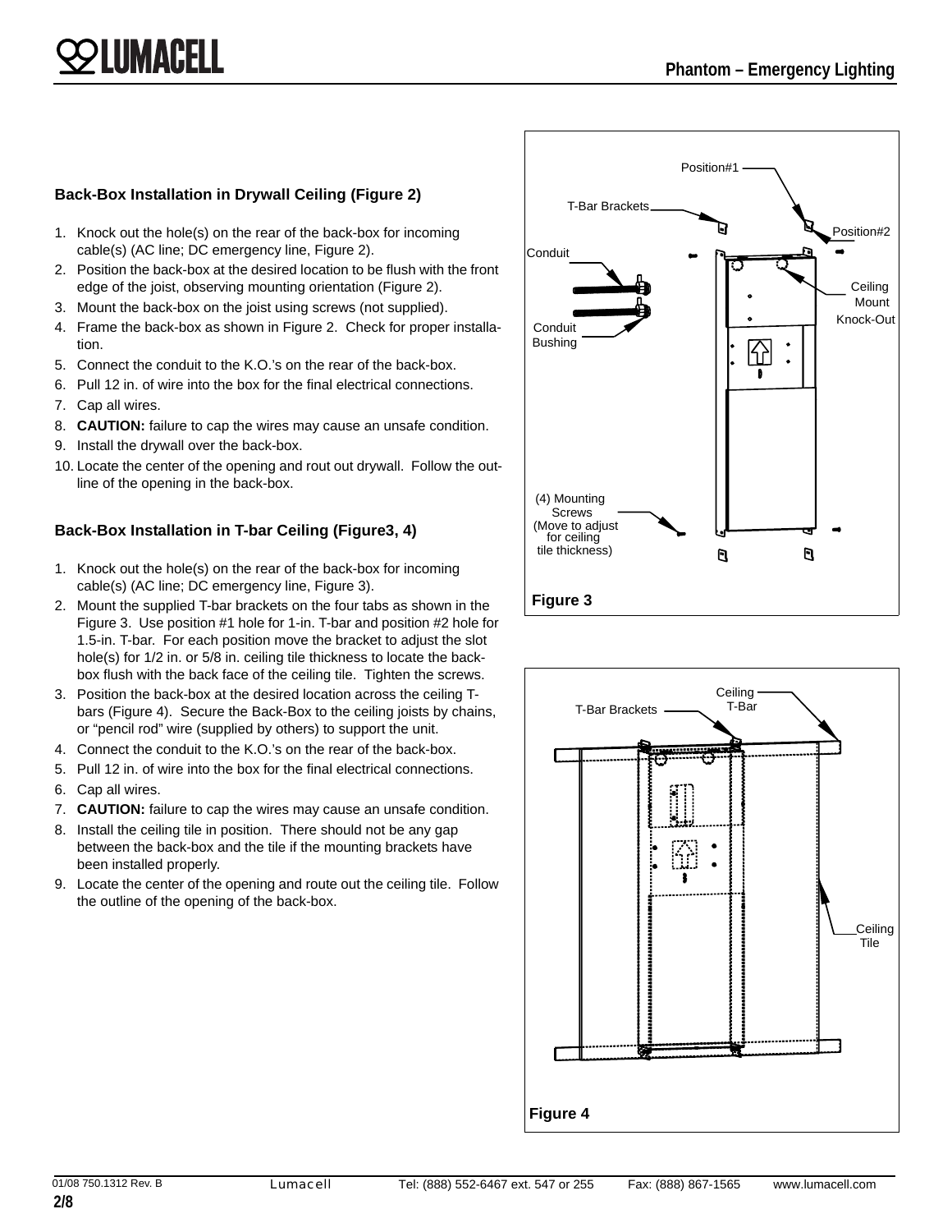## Back-Box Installation in Drywall Ceiling (Figure 2)

1. Knock out the hole(s) on the rear of the back-box for incoming cable(s) (AC line; DC emergency line, Figure 2).
2. Position the back-box at the desired location to be flush with the front edge of the joist, observing mounting orientation (Figure 2).
3. Mount the back-box on the joist using screws (not supplied).
4. Frame the back-box as shown in Figure 2. Check for proper installation.
5. Connect the conduit to the K.O.'s on the rear of the back-box.
6. Pull 12 in. of wire into the box for the final electrical connections.
7. Cap all wires.
8. **CAUTION:** failure to cap the wires may cause an unsafe condition.
9. Install the drywall over the back-box.
10. Locate the center of the opening and rout out drywall. Follow the outline of the opening in the back-box.

## Back-Box Installation in T-bar Ceiling (Figure3, 4)

1. Knock out the hole(s) on the rear of the back-box for incoming cable(s) (AC line; DC emergency line, Figure 3).
2. Mount the supplied T-bar brackets on the four tabs as shown in the Figure 3. Use position #1 hole for 1-in. T-bar and position #2 hole for 1.5-in. T-bar. For each position move the bracket to adjust the slot hole(s) for 1/2 in. or 5/8 in. ceiling tile thickness to locate the back-box flush with the back face of the ceiling tile. Tighten the screws.
3. Position the back-box at the desired location across the ceiling T-bars (Figure 4). Secure the Back-Box to the ceiling joists by chains, or "pencil rod" wire (supplied by others) to support the unit.
4. Connect the conduit to the K.O.'s on the rear of the back-box.
5. Pull 12 in. of wire into the box for the final electrical connections.
6. Cap all wires.
7. **CAUTION:** failure to cap the wires may cause an unsafe condition.
8. Install the ceiling tile in position. There should not be any gap between the back-box and the tile if the mounting brackets have been installed properly.
9. Locate the center of the opening and route out the ceiling tile. Follow the outline of the opening of the back-box.

Position#1, T-Bar Brackets, Position#2, Conduit, Ceiling Mount Knock-Out, Conduit Bushing, (4) Mounting Screws (Move to adjust for ceiling tile thickness)

**Figure 3**

T-Bar Brackets, Ceiling T-Bar, Ceiling Tile

**Figure 4**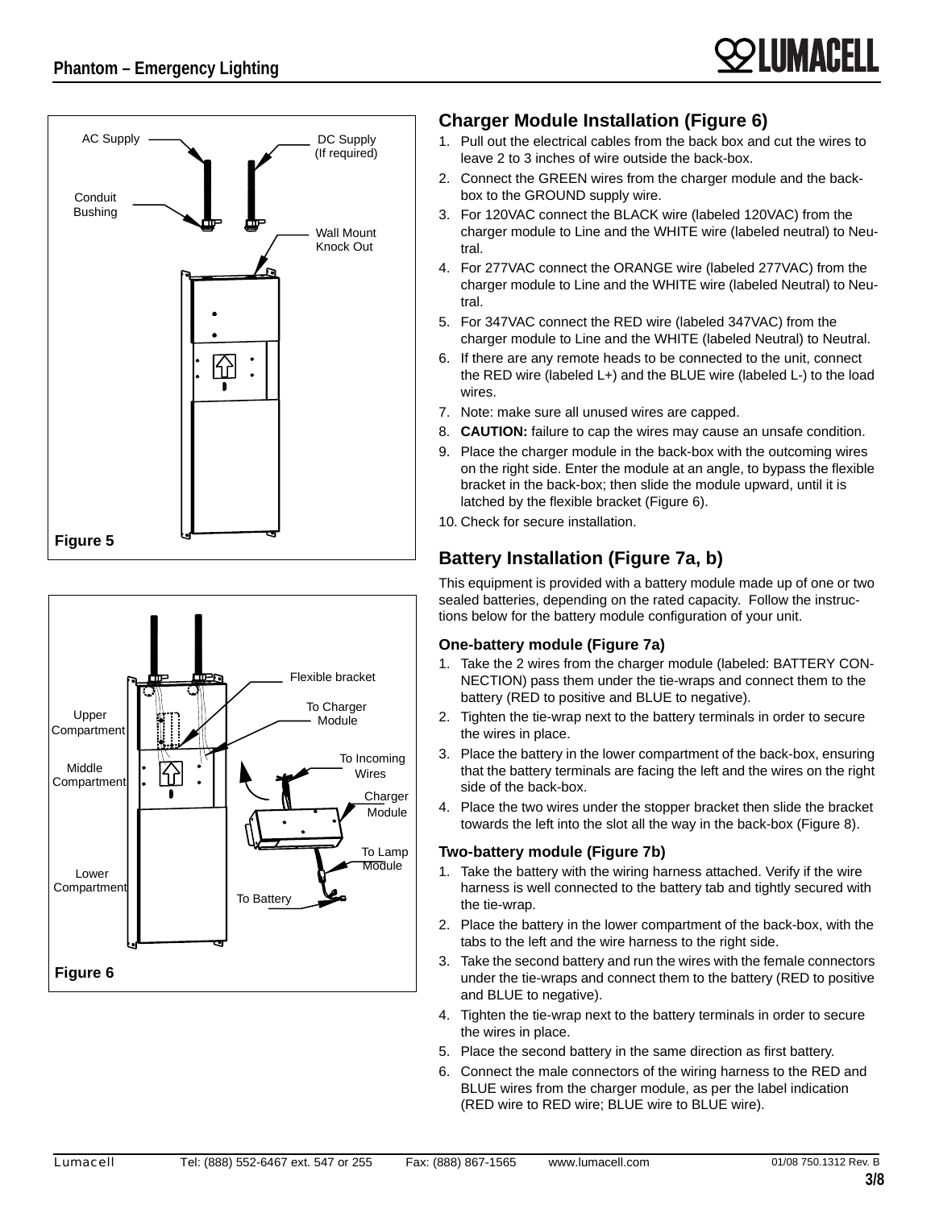Figure 5

Figure 6

## Charger Module Installation (Figure 6)

1. Pull out the electrical cables from the back box and cut the wires to leave 2 to 3 inches of wire outside the back-box.
2. Connect the GREEN wires from the charger module and the back-box to the GROUND supply wire.
3. For 120VAC connect the BLACK wire (labeled 120VAC) from the charger module to Line and the WHITE wire (labeled neutral) to Neutral.
4. For 277VAC connect the ORANGE wire (labeled 277VAC) from the charger module to Line and the WHITE wire (labeled Neutral) to Neutral.
5. For 347VAC connect the RED wire (labeled 347VAC) from the charger module to Line and the WHITE (labeled Neutral) to Neutral.
6. If there are any remote heads to be connected to the unit, connect the RED wire (labeled L+) and the BLUE wire (labeled L-) to the load wires.
7. Note: make sure all unused wires are capped.
8. **CAUTION:** failure to cap the wires may cause an unsafe condition.
9. Place the charger module in the back-box with the outcoming wires on the right side. Enter the module at an angle, to bypass the flexible bracket in the back-box; then slide the module upward, until it is latched by the flexible bracket (Figure 6).
10. Check for secure installation.

## Battery Installation (Figure 7a, b)

This equipment is provided with a battery module made up of one or two sealed batteries, depending on the rated capacity. Follow the instructions below for the battery module configuration of your unit.

### One-battery module (Figure 7a)

1. Take the 2 wires from the charger module (labeled: BATTERY CONNECTION) pass them under the tie-wraps and connect them to the battery (RED to positive and BLUE to negative).
2. Tighten the tie-wrap next to the battery terminals in order to secure the wires in place.
3. Place the battery in the lower compartment of the back-box, ensuring that the battery terminals are facing the left and the wires on the right side of the back-box.
4. Place the two wires under the stopper bracket then slide the bracket towards the left into the slot all the way in the back-box (Figure 8).

### Two-battery module (Figure 7b)

1. Take the battery with the wiring harness attached. Verify if the wire harness is well connected to the battery tab and tightly secured with the tie-wrap.
2. Place the battery in the lower compartment of the back-box, with the tabs to the left and the wire harness to the right side.
3. Take the second battery and run the wires with the female connectors under the tie-wraps and connect them to the battery (RED to positive and BLUE to negative).
4. Tighten the tie-wrap next to the battery terminals in order to secure the wires in place.
5. Place the second battery in the same direction as first battery.
6. Connect the male connectors of the wiring harness to the RED and BLUE wires from the charger module, as per the label indication (RED wire to RED wire; BLUE wire to BLUE wire).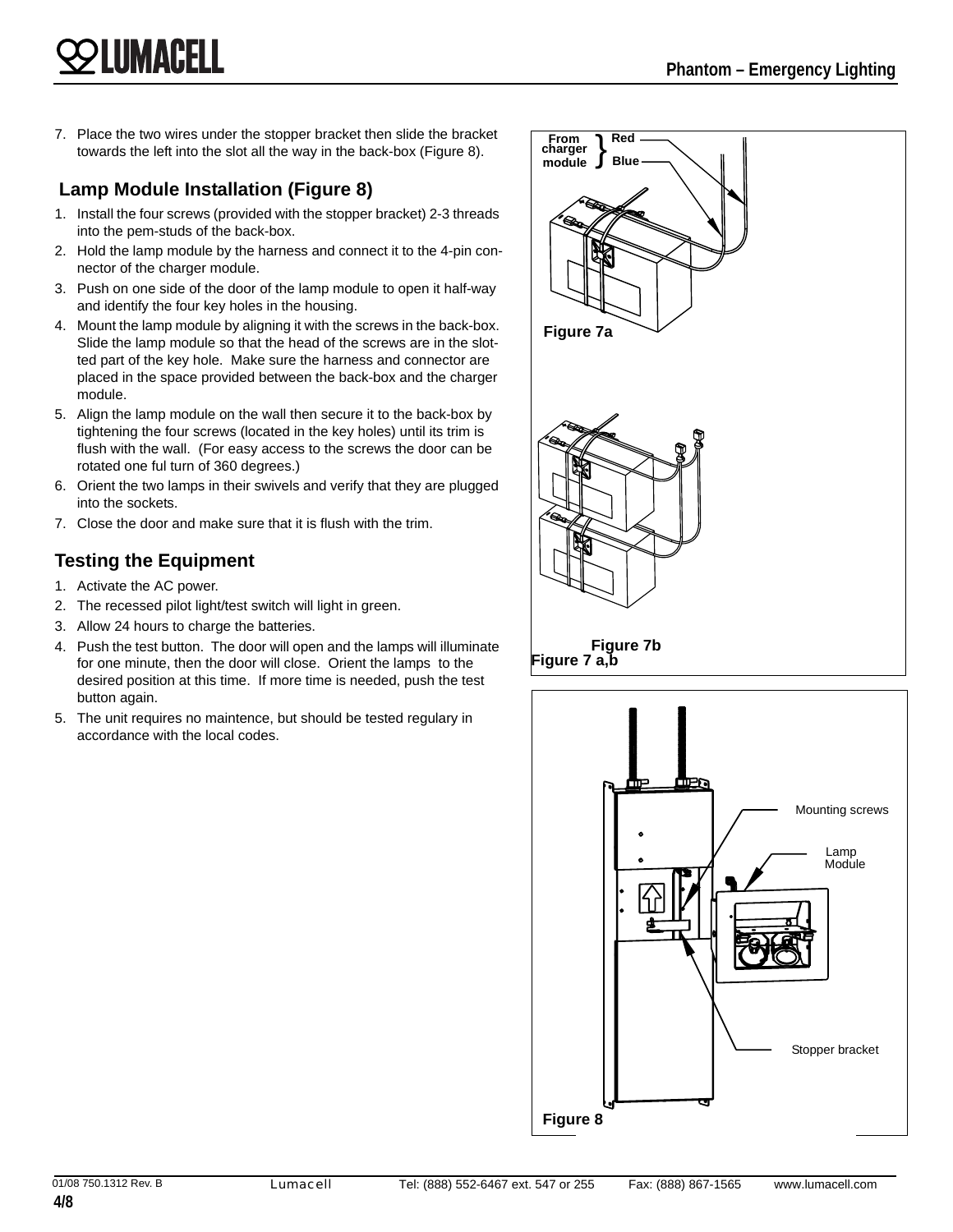7. Place the two wires under the stopper bracket then slide the bracket towards the left into the slot all the way in the back-box (Figure 8).

## Lamp Module Installation (Figure 8)

1. Install the four screws (provided with the stopper bracket) 2-3 threads into the pem-studs of the back-box.
2. Hold the lamp module by the harness and connect it to the 4-pin connector of the charger module.
3. Push on one side of the door of the lamp module to open it half-way and identify the four key holes in the housing.
4. Mount the lamp module by aligning it with the screws in the back-box. Slide the lamp module so that the head of the screws are in the slotted part of the key hole. Make sure the harness and connector are placed in the space provided between the back-box and the charger module.
5. Align the lamp module on the wall then secure it to the back-box by tightening the four screws (located in the key holes) until its trim is flush with the wall. (For easy access to the screws the door can be rotated one ful turn of 360 degrees.)
6. Orient the two lamps in their swivels and verify that they are plugged into the sockets.
7. Close the door and make sure that it is flush with the trim.

## Testing the Equipment

1. Activate the AC power.
2. The recessed pilot light/test switch will light in green.
3. Allow 24 hours to charge the batteries.
4. Push the test button. The door will open and the lamps will illuminate for one minute, then the door will close. Orient the lamps to the desired position at this time. If more time is needed, push the test button again.
5. The unit requires no maintence, but should be tested regulary in accordance with the local codes.

From charger module
Red
Blue

Figure 7a

Figure 7b

Figure 7 a,b

Mounting screws
Lamp Module
Stopper bracket

Figure 8